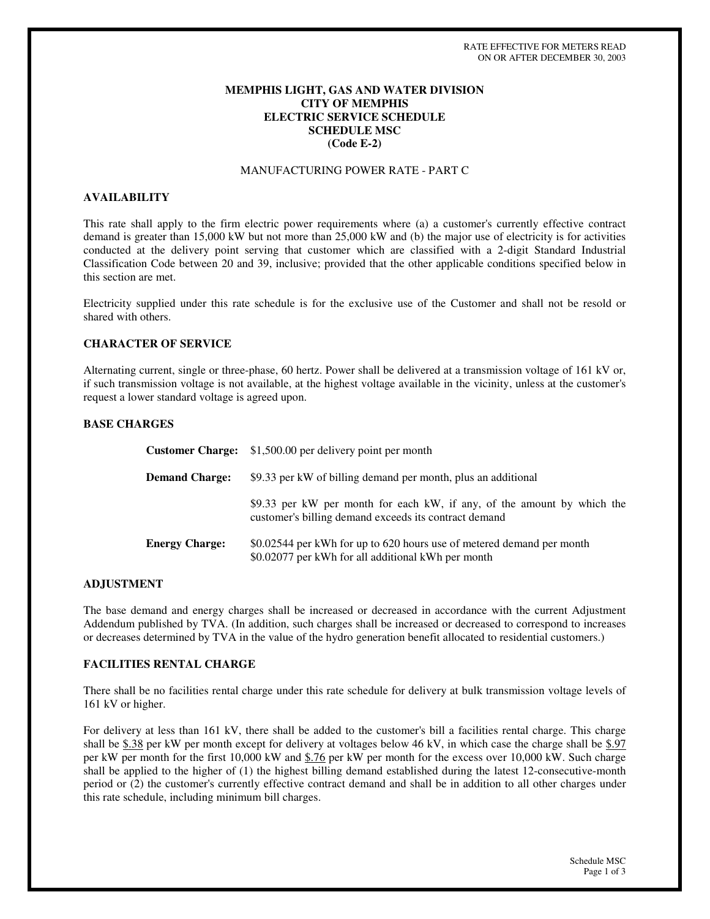RATE EFFECTIVE FOR METERS READ
ON OR AFTER DECEMBER 30, 2003

**MEMPHIS LIGHT, GAS AND WATER DIVISION**
**CITY OF MEMPHIS**
**ELECTRIC SERVICE SCHEDULE**
**SCHEDULE MSC**
**(Code E-2)**

MANUFACTURING POWER RATE - PART C

## AVAILABILITY

This rate shall apply to the firm electric power requirements where (a) a customer's currently effective contract demand is greater than 15,000 kW but not more than 25,000 kW and (b) the major use of electricity is for activities conducted at the delivery point serving that customer which are classified with a 2-digit Standard Industrial Classification Code between 20 and 39, inclusive; provided that the other applicable conditions specified below in this section are met.

Electricity supplied under this rate schedule is for the exclusive use of the Customer and shall not be resold or shared with others.

## CHARACTER OF SERVICE

Alternating current, single or three-phase, 60 hertz. Power shall be delivered at a transmission voltage of 161 kV or, if such transmission voltage is not available, at the highest voltage available in the vicinity, unless at the customer's request a lower standard voltage is agreed upon.

## BASE CHARGES

**Customer Charge:** $1,500.00 per delivery point per month

**Demand Charge:** $9.33 per kW of billing demand per month, plus an additional

$9.33 per kW per month for each kW, if any, of the amount by which the customer's billing demand exceeds its contract demand

**Energy Charge:** $0.02544 per kWh for up to 620 hours use of metered demand per month
$0.02077 per kWh for all additional kWh per month

## ADJUSTMENT

The base demand and energy charges shall be increased or decreased in accordance with the current Adjustment Addendum published by TVA. (In addition, such charges shall be increased or decreased to correspond to increases or decreases determined by TVA in the value of the hydro generation benefit allocated to residential customers.)

## FACILITIES RENTAL CHARGE

There shall be no facilities rental charge under this rate schedule for delivery at bulk transmission voltage levels of 161 kV or higher.

For delivery at less than 161 kV, there shall be added to the customer's bill a facilities rental charge. This charge shall be $.38 per kW per month except for delivery at voltages below 46 kV, in which case the charge shall be $.97 per kW per month for the first 10,000 kW and $.76 per kW per month for the excess over 10,000 kW. Such charge shall be applied to the higher of (1) the highest billing demand established during the latest 12-consecutive-month period or (2) the customer's currently effective contract demand and shall be in addition to all other charges under this rate schedule, including minimum bill charges.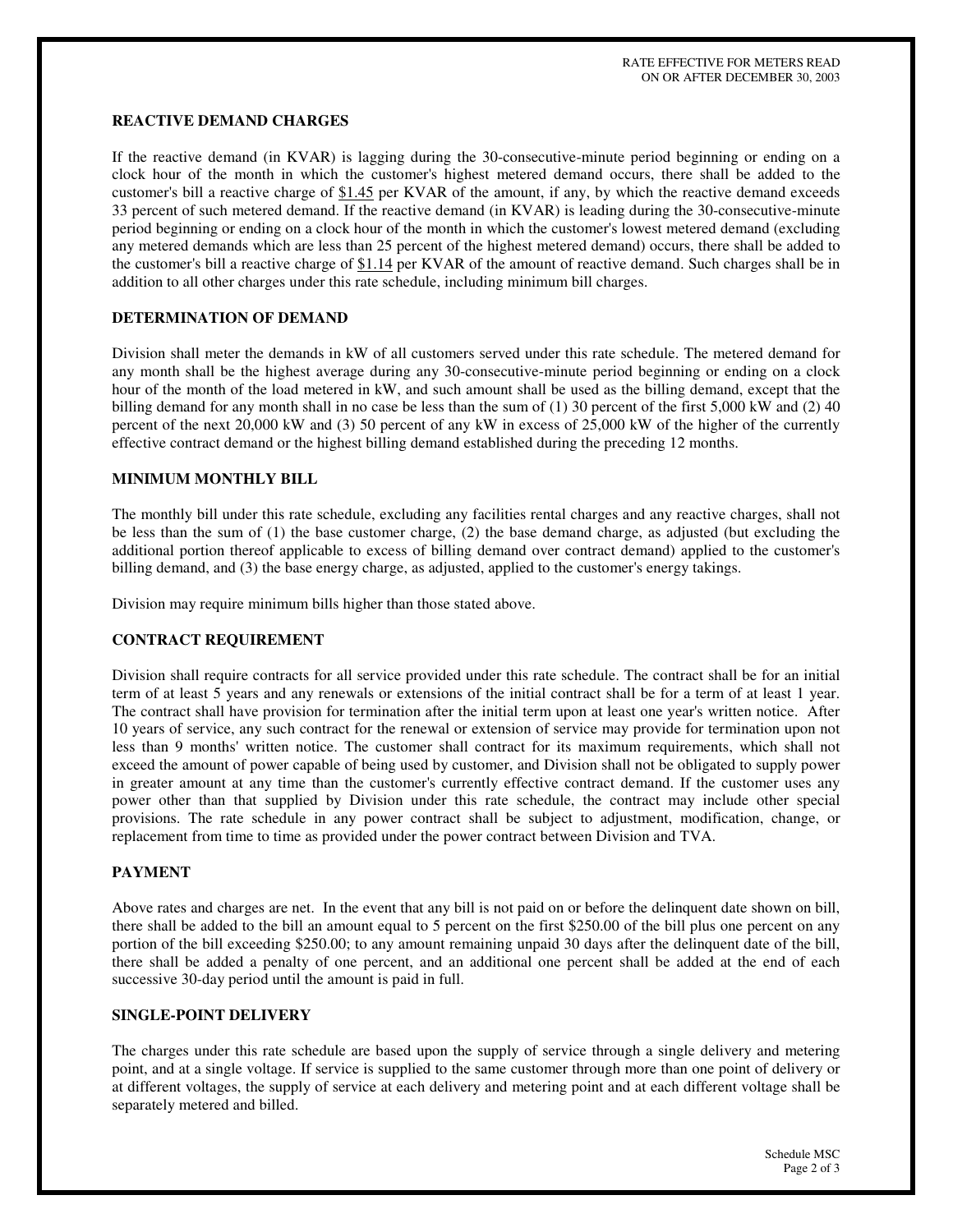## REACTIVE DEMAND CHARGES

If the reactive demand (in KVAR) is lagging during the 30-consecutive-minute period beginning or ending on a clock hour of the month in which the customer's highest metered demand occurs, there shall be added to the customer's bill a reactive charge of $1.45 per KVAR of the amount, if any, by which the reactive demand exceeds 33 percent of such metered demand. If the reactive demand (in KVAR) is leading during the 30-consecutive-minute period beginning or ending on a clock hour of the month in which the customer's lowest metered demand (excluding any metered demands which are less than 25 percent of the highest metered demand) occurs, there shall be added to the customer's bill a reactive charge of $1.14 per KVAR of the amount of reactive demand. Such charges shall be in addition to all other charges under this rate schedule, including minimum bill charges.

## DETERMINATION OF DEMAND

Division shall meter the demands in kW of all customers served under this rate schedule. The metered demand for any month shall be the highest average during any 30-consecutive-minute period beginning or ending on a clock hour of the month of the load metered in kW, and such amount shall be used as the billing demand, except that the billing demand for any month shall in no case be less than the sum of (1) 30 percent of the first 5,000 kW and (2) 40 percent of the next 20,000 kW and (3) 50 percent of any kW in excess of 25,000 kW of the higher of the currently effective contract demand or the highest billing demand established during the preceding 12 months.

## MINIMUM MONTHLY BILL

The monthly bill under this rate schedule, excluding any facilities rental charges and any reactive charges, shall not be less than the sum of (1) the base customer charge, (2) the base demand charge, as adjusted (but excluding the additional portion thereof applicable to excess of billing demand over contract demand) applied to the customer's billing demand, and (3) the base energy charge, as adjusted, applied to the customer's energy takings.

Division may require minimum bills higher than those stated above.

## CONTRACT REQUIREMENT

Division shall require contracts for all service provided under this rate schedule. The contract shall be for an initial term of at least 5 years and any renewals or extensions of the initial contract shall be for a term of at least 1 year. The contract shall have provision for termination after the initial term upon at least one year's written notice. After 10 years of service, any such contract for the renewal or extension of service may provide for termination upon not less than 9 months' written notice. The customer shall contract for its maximum requirements, which shall not exceed the amount of power capable of being used by customer, and Division shall not be obligated to supply power in greater amount at any time than the customer's currently effective contract demand. If the customer uses any power other than that supplied by Division under this rate schedule, the contract may include other special provisions. The rate schedule in any power contract shall be subject to adjustment, modification, change, or replacement from time to time as provided under the power contract between Division and TVA.

## PAYMENT

Above rates and charges are net. In the event that any bill is not paid on or before the delinquent date shown on bill, there shall be added to the bill an amount equal to 5 percent on the first $250.00 of the bill plus one percent on any portion of the bill exceeding $250.00; to any amount remaining unpaid 30 days after the delinquent date of the bill, there shall be added a penalty of one percent, and an additional one percent shall be added at the end of each successive 30-day period until the amount is paid in full.

## SINGLE-POINT DELIVERY

The charges under this rate schedule are based upon the supply of service through a single delivery and metering point, and at a single voltage. If service is supplied to the same customer through more than one point of delivery or at different voltages, the supply of service at each delivery and metering point and at each different voltage shall be separately metered and billed.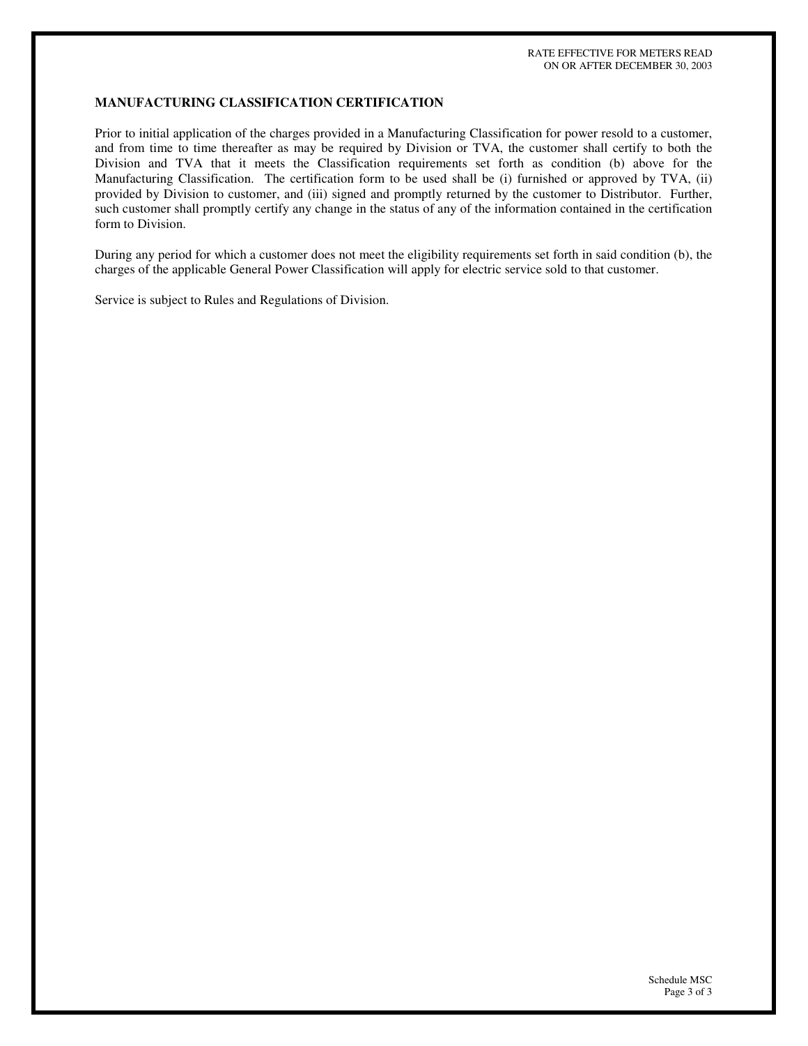RATE EFFECTIVE FOR METERS READ ON OR AFTER DECEMBER 30, 2003

**MANUFACTURING CLASSIFICATION CERTIFICATION**

Prior to initial application of the charges provided in a Manufacturing Classification for power resold to a customer, and from time to time thereafter as may be required by Division or TVA, the customer shall certify to both the Division and TVA that it meets the Classification requirements set forth as condition (b) above for the Manufacturing Classification. The certification form to be used shall be (i) furnished or approved by TVA, (ii) provided by Division to customer, and (iii) signed and promptly returned by the customer to Distributor. Further, such customer shall promptly certify any change in the status of any of the information contained in the certification form to Division.

During any period for which a customer does not meet the eligibility requirements set forth in said condition (b), the charges of the applicable General Power Classification will apply for electric service sold to that customer.

Service is subject to Rules and Regulations of Division.

Schedule MSC